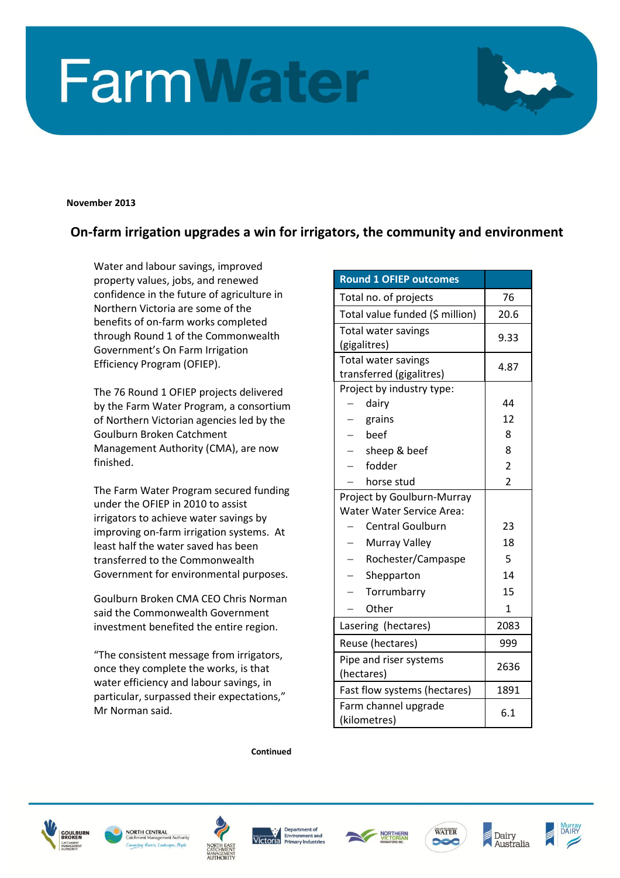# FarmWater

**November 2013**

## On-farm irrigation upgrades a win for irrigators, the community and environment

Water and labour savings, improved property values, jobs, and renewed confidence in the future of agriculture in Northern Victoria are some of the benefits of on-farm works completed through Round 1 of the Commonwealth Government's On Farm Irrigation Efficiency Program (OFIEP).

The 76 Round 1 OFIEP projects delivered by the Farm Water Program, a consortium of Northern Victorian agencies led by the Goulburn Broken Catchment Management Authority (CMA), are now finished.

The Farm Water Program secured funding under the OFIEP in 2010 to assist irrigators to achieve water savings by improving on-farm irrigation systems. At least half the water saved has been transferred to the Commonwealth Government for environmental purposes.

Goulburn Broken CMA CEO Chris Norman said the Commonwealth Government investment benefited the entire region.

"The consistent message from irrigators, once they complete the works, is that water efficiency and labour savings, in particular, surpassed their expectations," Mr Norman said.

| Round 1 OFIEP outcomes | |
|---|---|
| Total no. of projects | 76 |
| Total value funded ($ million) | 20.6 |
| Total water savings (gigalitres) | 9.33 |
| Total water savings transferred (gigalitres) | 4.87 |
| Project by industry type: | |
| – dairy | 44 |
| – grains | 12 |
| – beef | 8 |
| – sheep & beef | 8 |
| – fodder | 2 |
| – horse stud | 2 |
| Project by Goulburn-Murray Water Water Service Area: | |
| – Central Goulburn | 23 |
| – Murray Valley | 18 |
| – Rochester/Campaspe | 5 |
| – Shepparton | 14 |
| – Torrumbarry | 15 |
| – Other | 1 |
| Lasering (hectares) | 2083 |
| Reuse (hectares) | 999 |
| Pipe and riser systems (hectares) | 2636 |
| Fast flow systems (hectares) | 1891 |
| Farm channel upgrade (kilometres) | 6.1 |

**Continued**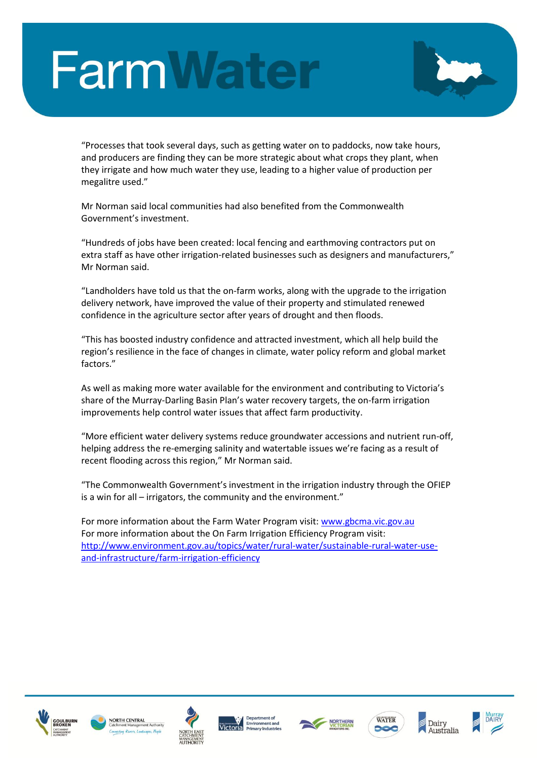"Processes that took several days, such as getting water on to paddocks, now take hours, and producers are finding they can be more strategic about what crops they plant, when they irrigate and how much water they use, leading to a higher value of production per megalitre used."

Mr Norman said local communities had also benefited from the Commonwealth Government's investment.

"Hundreds of jobs have been created: local fencing and earthmoving contractors put on extra staff as have other irrigation-related businesses such as designers and manufacturers," Mr Norman said.

"Landholders have told us that the on-farm works, along with the upgrade to the irrigation delivery network, have improved the value of their property and stimulated renewed confidence in the agriculture sector after years of drought and then floods.

"This has boosted industry confidence and attracted investment, which all help build the region's resilience in the face of changes in climate, water policy reform and global market factors."

As well as making more water available for the environment and contributing to Victoria's share of the Murray-Darling Basin Plan's water recovery targets, the on-farm irrigation improvements help control water issues that affect farm productivity.

"More efficient water delivery systems reduce groundwater accessions and nutrient run-off, helping address the re-emerging salinity and watertable issues we're facing as a result of recent flooding across this region," Mr Norman said.

"The Commonwealth Government's investment in the irrigation industry through the OFIEP is a win for all – irrigators, the community and the environment."

For more information about the Farm Water Program visit: [www.gbcma.vic.gov.au](http://www.gbcma.vic.gov.au)
For more information about the On Farm Irrigation Efficiency Program visit:
[http://www.environment.gov.au/topics/water/rural-water/sustainable-rural-water-use-and-infrastructure/farm-irrigation-efficiency](http://www.environment.gov.au/topics/water/rural-water/sustainable-rural-water-use-and-infrastructure/farm-irrigation-efficiency)